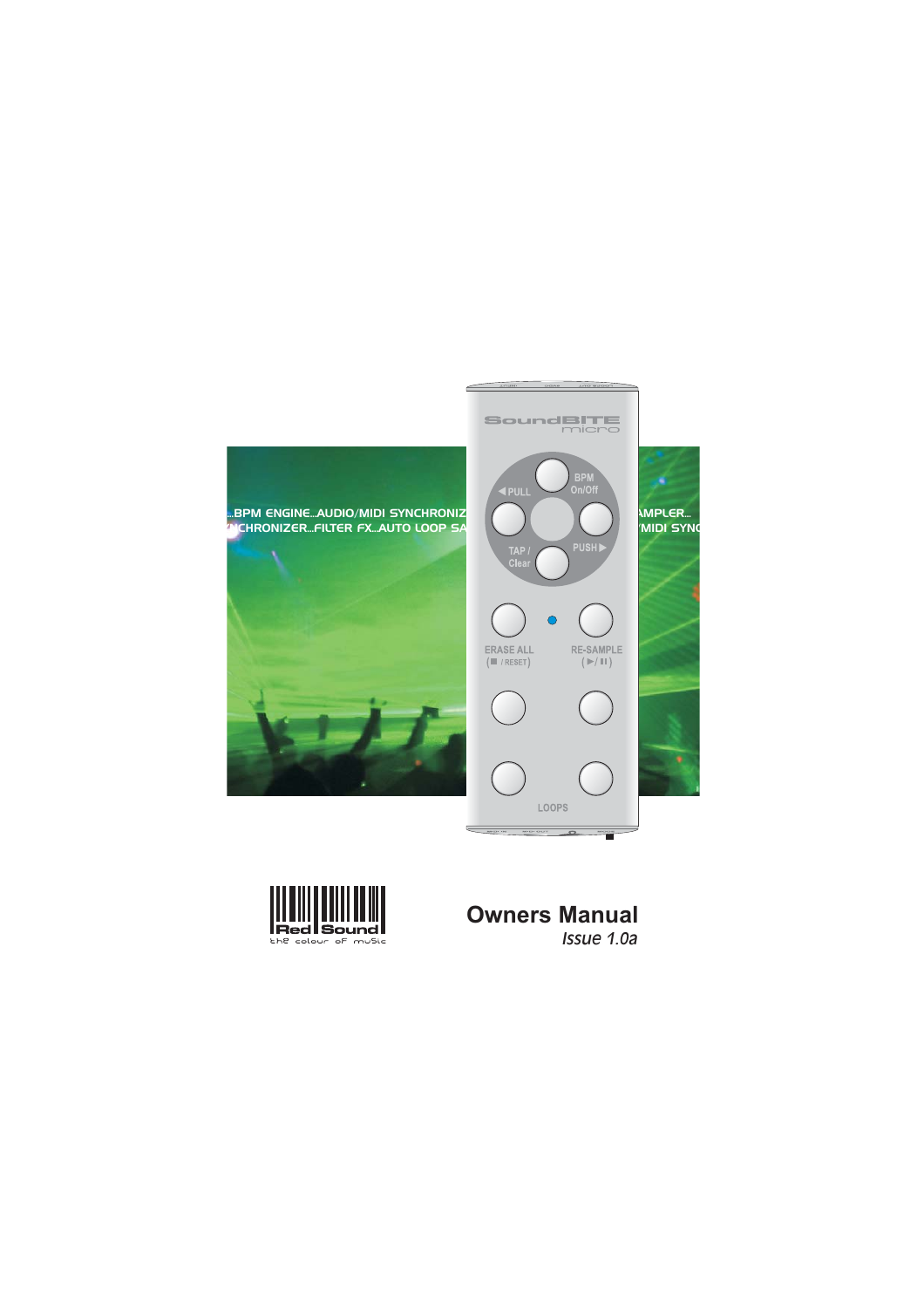# Owners Manual

*Issue 1.0a*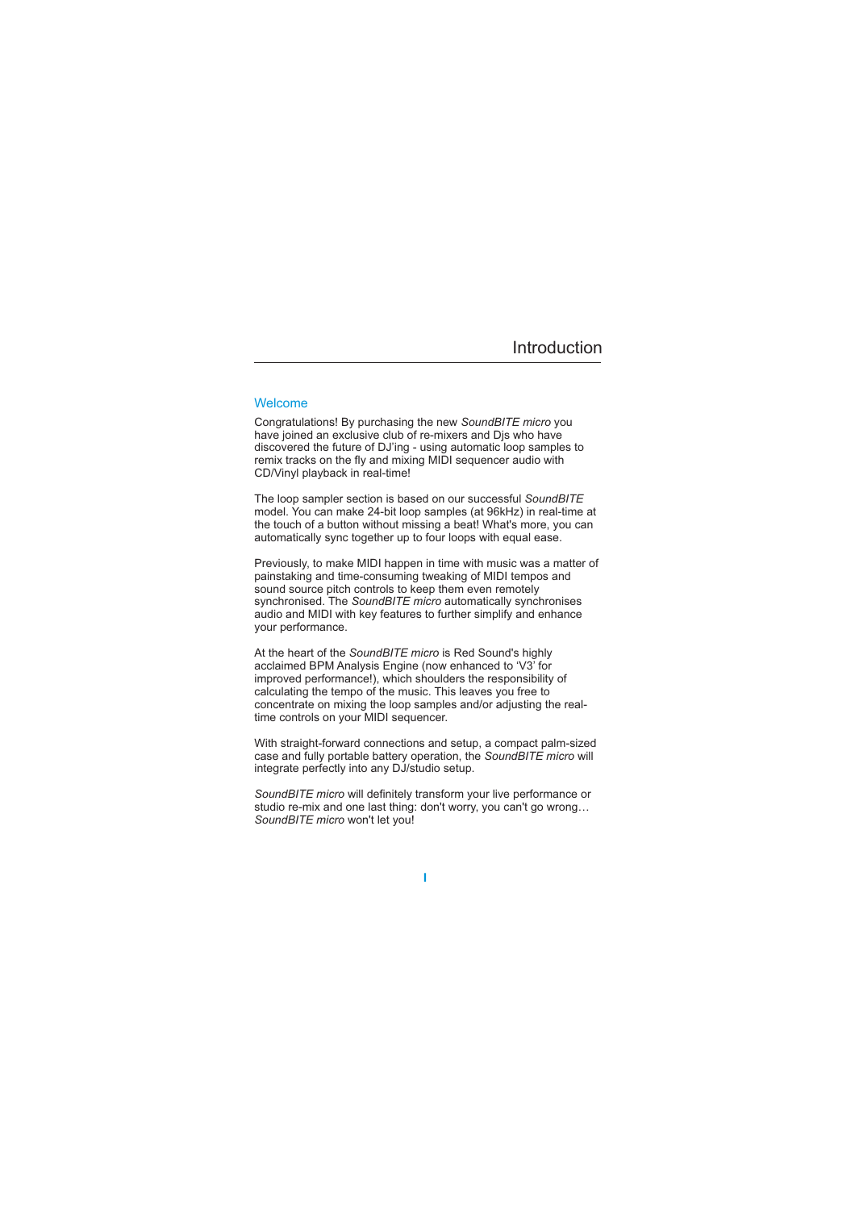# Introduction

## Welcome

Congratulations! By purchasing the new *SoundBITE micro* you have joined an exclusive club of re-mixers and Djs who have discovered the future of DJ'ing - using automatic loop samples to remix tracks on the fly and mixing MIDI sequencer audio with CD/Vinyl playback in real-time!

The loop sampler section is based on our successful *SoundBITE* model. You can make 24-bit loop samples (at 96kHz) in real-time at the touch of a button without missing a beat! What's more, you can automatically sync together up to four loops with equal ease.

Previously, to make MIDI happen in time with music was a matter of painstaking and time-consuming tweaking of MIDI tempos and sound source pitch controls to keep them even remotely synchronised. The *SoundBITE micro* automatically synchronises audio and MIDI with key features to further simplify and enhance your performance.

At the heart of the *SoundBITE micro* is Red Sound's highly acclaimed BPM Analysis Engine (now enhanced to 'V3' for improved performance!), which shoulders the responsibility of calculating the tempo of the music. This leaves you free to concentrate on mixing the loop samples and/or adjusting the real-time controls on your MIDI sequencer.

With straight-forward connections and setup, a compact palm-sized case and fully portable battery operation, the *SoundBITE micro* will integrate perfectly into any DJ/studio setup.

*SoundBITE micro* will definitely transform your live performance or studio re-mix and one last thing: don't worry, you can't go wrong… *SoundBITE micro* won't let you!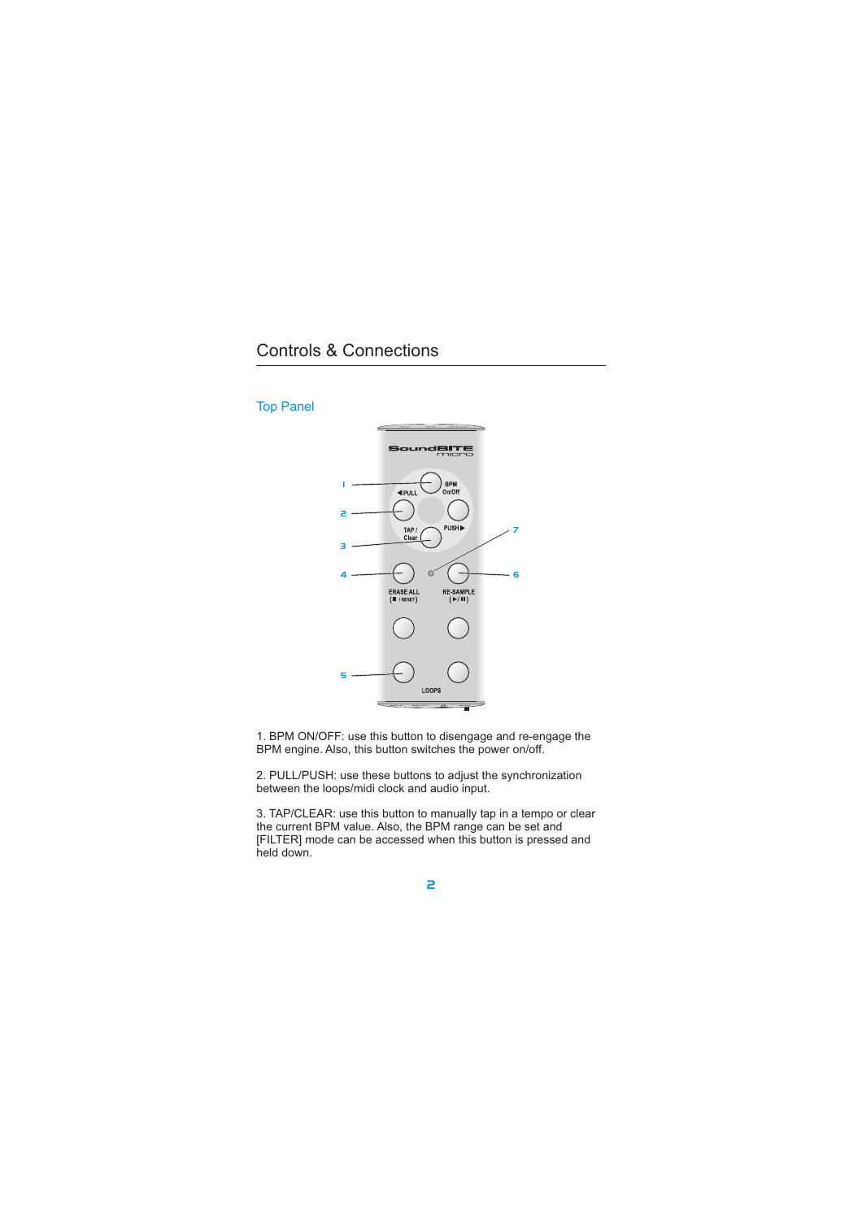# Controls & Connections

## Top Panel

1. BPM ON/OFF: use this button to disengage and re-engage the BPM engine. Also, this button switches the power on/off.

2. PULL/PUSH: use these buttons to adjust the synchronization between the loops/midi clock and audio input.

3. TAP/CLEAR: use this button to manually tap in a tempo or clear the current BPM value. Also, the BPM range can be set and [FILTER] mode can be accessed when this button is pressed and held down.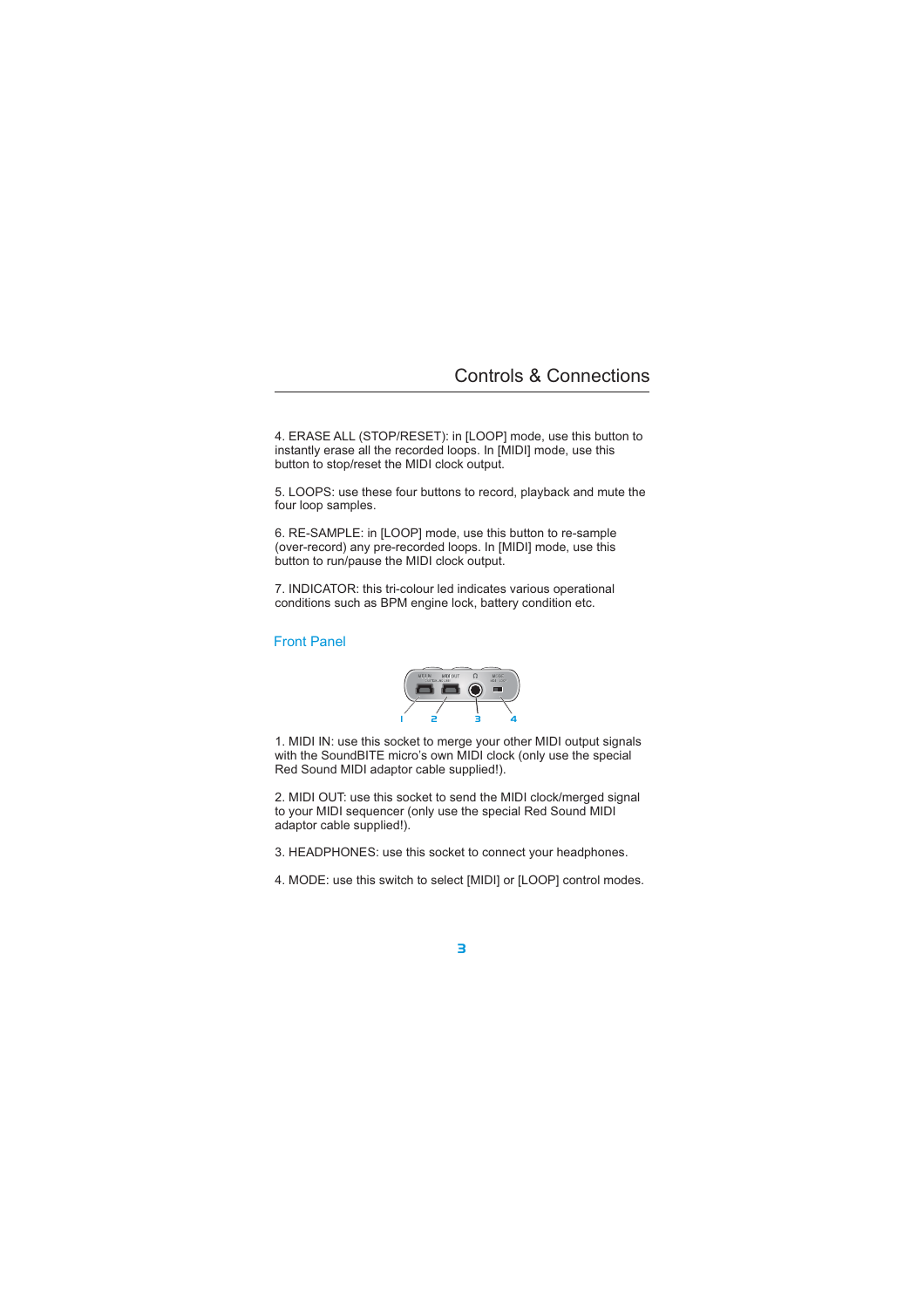## Controls & Connections

4. ERASE ALL (STOP/RESET): in [LOOP] mode, use this button to instantly erase all the recorded loops. In [MIDI] mode, use this button to stop/reset the MIDI clock output.

5. LOOPS: use these four buttons to record, playback and mute the four loop samples.

6. RE-SAMPLE: in [LOOP] mode, use this button to re-sample (over-record) any pre-recorded loops. In [MIDI] mode, use this button to run/pause the MIDI clock output.

7. INDICATOR: this tri-colour led indicates various operational conditions such as BPM engine lock, battery condition etc.

### Front Panel

1. MIDI IN: use this socket to merge your other MIDI output signals with the SoundBITE micro's own MIDI clock (only use the special Red Sound MIDI adaptor cable supplied!).

2. MIDI OUT: use this socket to send the MIDI clock/merged signal to your MIDI sequencer (only use the special Red Sound MIDI adaptor cable supplied!).

3. HEADPHONES: use this socket to connect your headphones.

4. MODE: use this switch to select [MIDI] or [LOOP] control modes.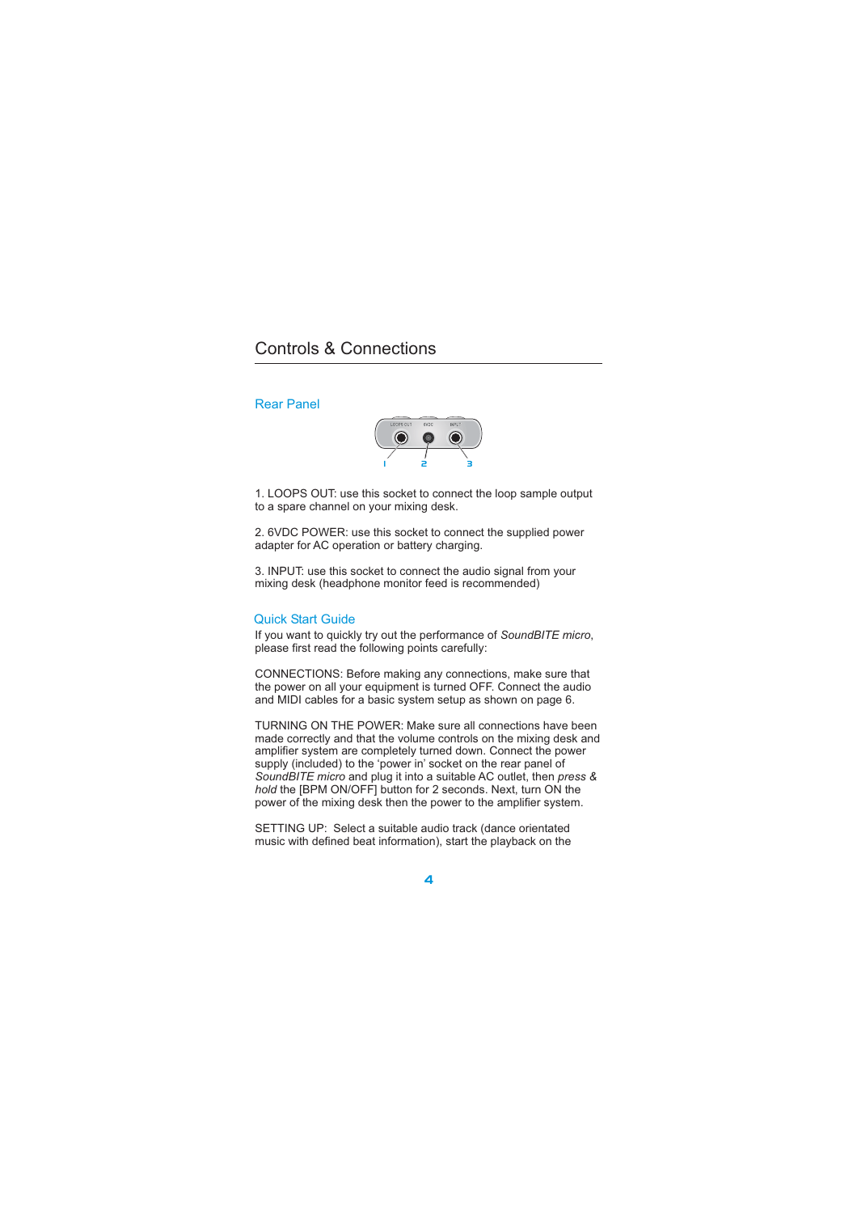# Controls & Connections

## Rear Panel

1. LOOPS OUT: use this socket to connect the loop sample output to a spare channel on your mixing desk.

2. 6VDC POWER: use this socket to connect the supplied power adapter for AC operation or battery charging.

3. INPUT: use this socket to connect the audio signal from your mixing desk (headphone monitor feed is recommended)

## Quick Start Guide

If you want to quickly try out the performance of *SoundBITE micro*, please first read the following points carefully:

CONNECTIONS: Before making any connections, make sure that the power on all your equipment is turned OFF. Connect the audio and MIDI cables for a basic system setup as shown on page 6.

TURNING ON THE POWER: Make sure all connections have been made correctly and that the volume controls on the mixing desk and amplifier system are completely turned down. Connect the power supply (included) to the 'power in' socket on the rear panel of *SoundBITE micro* and plug it into a suitable AC outlet, then *press & hold* the [BPM ON/OFF] button for 2 seconds. Next, turn ON the power of the mixing desk then the power to the amplifier system.

SETTING UP: Select a suitable audio track (dance orientated music with defined beat information), start the playback on the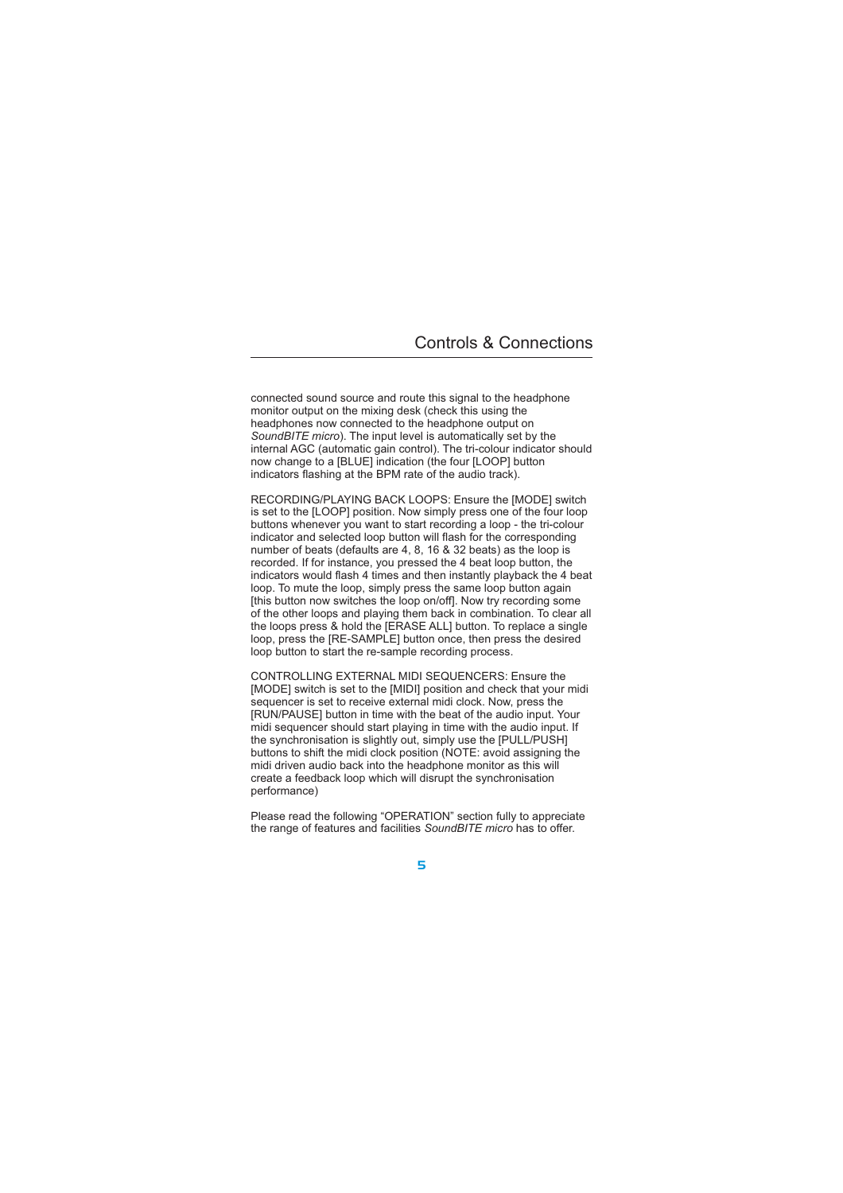## Controls & Connections

connected sound source and route this signal to the headphone monitor output on the mixing desk (check this using the headphones now connected to the headphone output on *SoundBITE micro*). The input level is automatically set by the internal AGC (automatic gain control). The tri-colour indicator should now change to a [BLUE] indication (the four [LOOP] button indicators flashing at the BPM rate of the audio track).

RECORDING/PLAYING BACK LOOPS: Ensure the [MODE] switch is set to the [LOOP] position. Now simply press one of the four loop buttons whenever you want to start recording a loop - the tri-colour indicator and selected loop button will flash for the corresponding number of beats (defaults are 4, 8, 16 & 32 beats) as the loop is recorded. If for instance, you pressed the 4 beat loop button, the indicators would flash 4 times and then instantly playback the 4 beat loop. To mute the loop, simply press the same loop button again [this button now switches the loop on/off]. Now try recording some of the other loops and playing them back in combination. To clear all the loops press & hold the [ERASE ALL] button. To replace a single loop, press the [RE-SAMPLE] button once, then press the desired loop button to start the re-sample recording process.

CONTROLLING EXTERNAL MIDI SEQUENCERS: Ensure the [MODE] switch is set to the [MIDI] position and check that your midi sequencer is set to receive external midi clock. Now, press the [RUN/PAUSE] button in time with the beat of the audio input. Your midi sequencer should start playing in time with the audio input. If the synchronisation is slightly out, simply use the [PULL/PUSH] buttons to shift the midi clock position (NOTE: avoid assigning the midi driven audio back into the headphone monitor as this will create a feedback loop which will disrupt the synchronisation performance)

Please read the following “OPERATION” section fully to appreciate the range of features and facilities *SoundBITE micro* has to offer.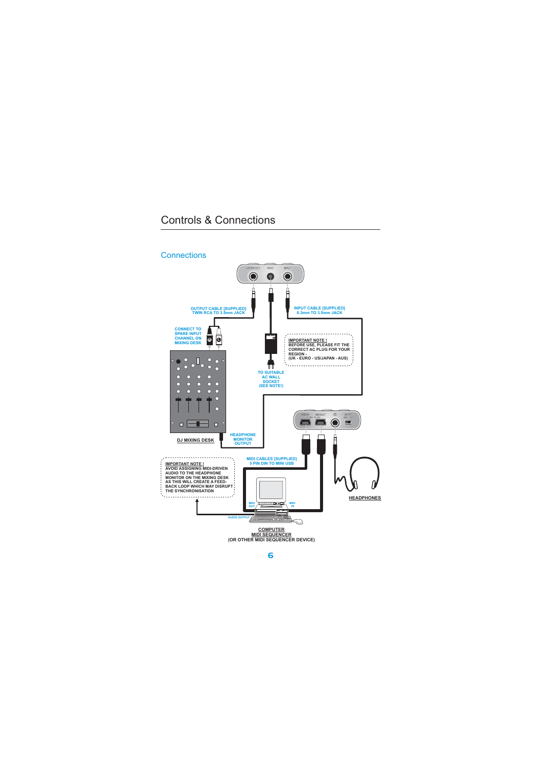# Controls & Connections

## Connections

LOOPS OUT   9VDC   INPUT

OUTPUT CABLE [SUPPLIED]
TWIN RCA TO 3.5mm JACK

INPUT CABLE [SUPPLIED]
6.3mm TO 3.5mm JACK

CONNECT TO
SPARE INPUT
CHANNEL ON
MIXING DESK

**IMPORTANT NOTE !**
BEFORE USE, PLEASE FIT THE CORRECT AC PLUG FOR YOUR REGION -
(UK - EURO - US/JAPAN - AUS)

TO SUITABLE
AC WALL
SOCKET
(SEE NOTE!)

DJ MIXING DESK

HEADPHONE
MONITOR
OUTPUT

MIDI IN   MIDI OUT   MODE

MIDI CABLES [SUPPLIED]
5 PIN DIN TO MINI USB

**IMPORTANT NOTE !**
AVOID ASSIGNING MIDI-DRIVEN AUDIO TO THE HEADPHONE MONITOR ON THE MIXING DESK AS THIS WILL CREATE A FEED-BACK LOOP WHICH MAY DISRUPT THE SYNCHRONISATION

HEADPHONES

MIDI OUT   MIDI IN

AUDIO OUTPUT

COMPUTER
MIDI SEQUENCER
(OR OTHER MIDI SEQUENCER DEVICE)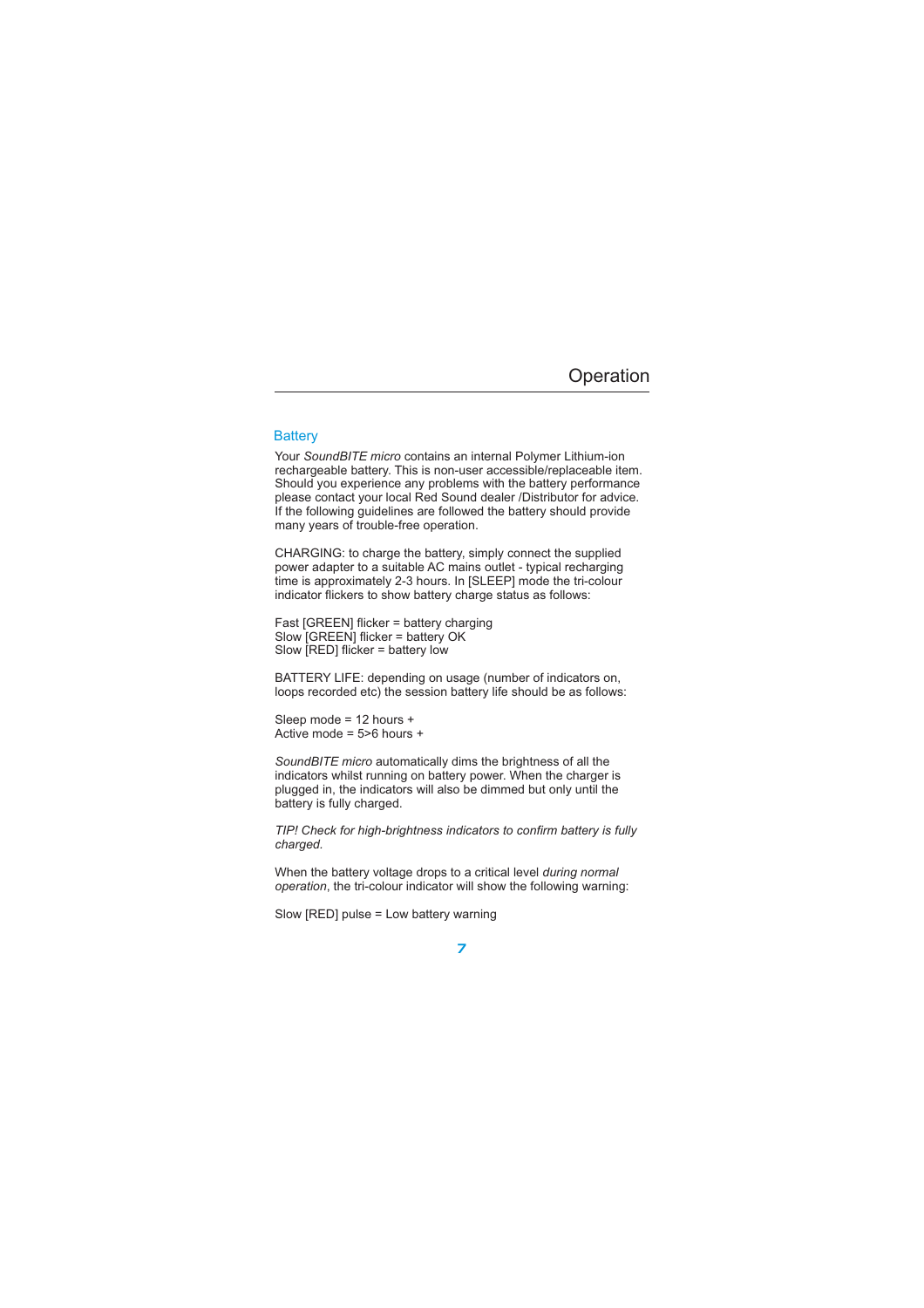# Operation

## Battery

Your *SoundBITE micro* contains an internal Polymer Lithium-ion rechargeable battery. This is non-user accessible/replaceable item. Should you experience any problems with the battery performance please contact your local Red Sound dealer /Distributor for advice. If the following guidelines are followed the battery should provide many years of trouble-free operation.

CHARGING: to charge the battery, simply connect the supplied power adapter to a suitable AC mains outlet - typical recharging time is approximately 2-3 hours. In [SLEEP] mode the tri-colour indicator flickers to show battery charge status as follows:

Fast [GREEN] flicker = battery charging
Slow [GREEN] flicker = battery OK
Slow [RED] flicker = battery low

BATTERY LIFE: depending on usage (number of indicators on, loops recorded etc) the session battery life should be as follows:

Sleep mode = 12 hours +
Active mode = 5>6 hours +

*SoundBITE micro* automatically dims the brightness of all the indicators whilst running on battery power. When the charger is plugged in, the indicators will also be dimmed but only until the battery is fully charged.

*TIP! Check for high-brightness indicators to confirm battery is fully charged.*

When the battery voltage drops to a critical level *during normal operation*, the tri-colour indicator will show the following warning:

Slow [RED] pulse = Low battery warning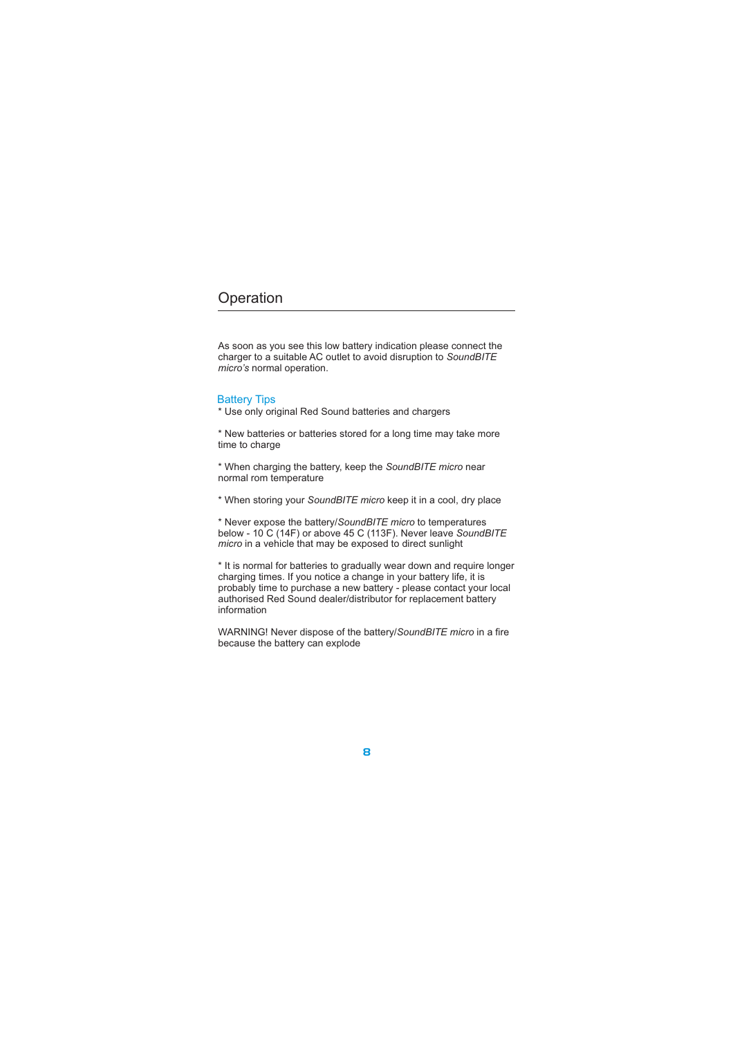# Operation

As soon as you see this low battery indication please connect the charger to a suitable AC outlet to avoid disruption to *SoundBITE micro's* normal operation.

## Battery Tips

* Use only original Red Sound batteries and chargers

* New batteries or batteries stored for a long time may take more time to charge

* When charging the battery, keep the *SoundBITE micro* near normal rom temperature

* When storing your *SoundBITE micro* keep it in a cool, dry place

* Never expose the battery/*SoundBITE micro* to temperatures below - 10 C (14F) or above 45 C (113F). Never leave *SoundBITE micro* in a vehicle that may be exposed to direct sunlight

* It is normal for batteries to gradually wear down and require longer charging times. If you notice a change in your battery life, it is probably time to purchase a new battery - please contact your local authorised Red Sound dealer/distributor for replacement battery information

WARNING! Never dispose of the battery/*SoundBITE micro* in a fire because the battery can explode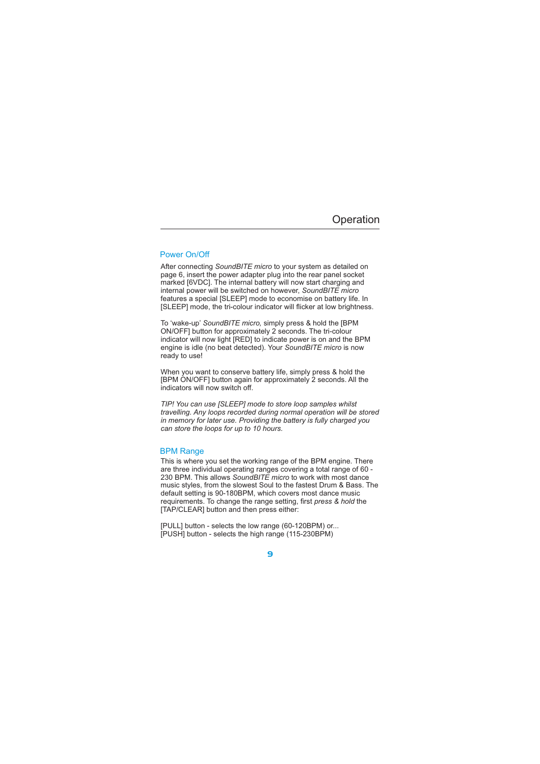# Operation

## Power On/Off

After connecting *SoundBITE micro* to your system as detailed on page 6, insert the power adapter plug into the rear panel socket marked [6VDC]. The internal battery will now start charging and internal power will be switched on however, *SoundBITE micro* features a special [SLEEP] mode to economise on battery life. In [SLEEP] mode, the tri-colour indicator will flicker at low brightness.

To 'wake-up' *SoundBITE micro,* simply press & hold the [BPM ON/OFF] button for approximately 2 seconds. The tri-colour indicator will now light [RED] to indicate power is on and the BPM engine is idle (no beat detected). Your *SoundBITE micro* is now ready to use!

When you want to conserve battery life, simply press & hold the [BPM ON/OFF] button again for approximately 2 seconds. All the indicators will now switch off.

*TIP! You can use [SLEEP] mode to store loop samples whilst travelling. Any loops recorded during normal operation will be stored in memory for later use. Providing the battery is fully charged you can store the loops for up to 10 hours.*

## BPM Range

This is where you set the working range of the BPM engine. There are three individual operating ranges covering a total range of 60 - 230 BPM. This allows *SoundBITE micro* to work with most dance music styles, from the slowest Soul to the fastest Drum & Bass. The default setting is 90-180BPM, which covers most dance music requirements. To change the range setting, first *press & hold* the [TAP/CLEAR] button and then press either:

[PULL] button - selects the low range (60-120BPM) or...
[PUSH] button - selects the high range (115-230BPM)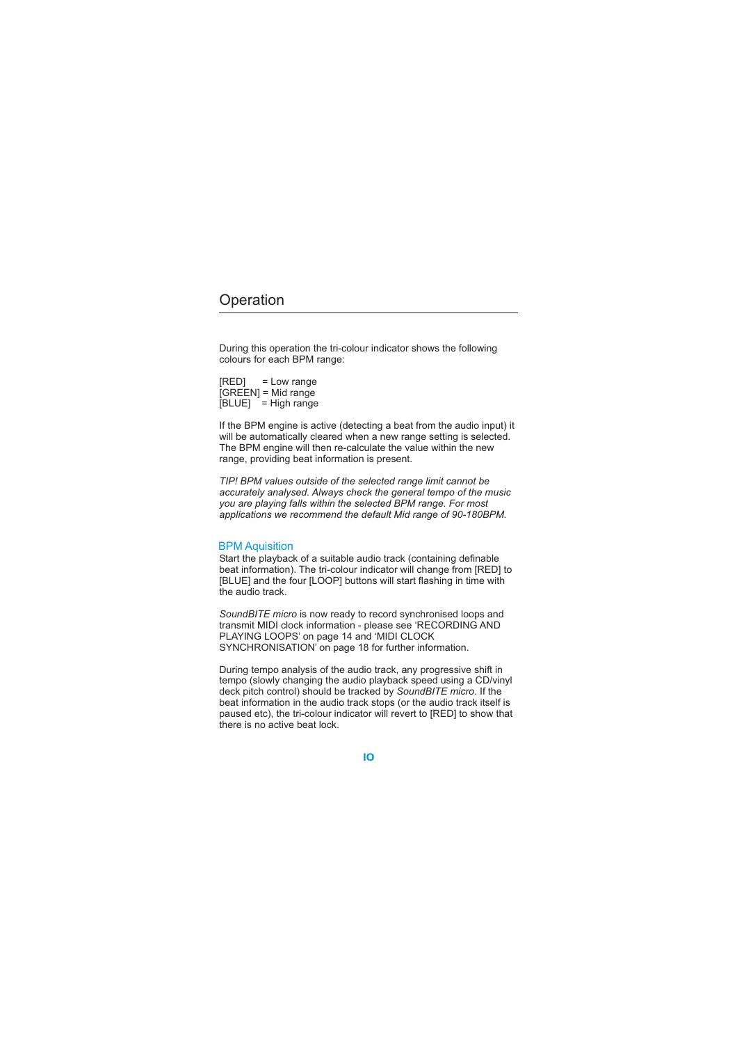# Operation

During this operation the tri-colour indicator shows the following colours for each BPM range:

[RED] = Low range
[GREEN] = Mid range
[BLUE] = High range

If the BPM engine is active (detecting a beat from the audio input) it will be automatically cleared when a new range setting is selected. The BPM engine will then re-calculate the value within the new range, providing beat information is present.

*TIP! BPM values outside of the selected range limit cannot be accurately analysed. Always check the general tempo of the music you are playing falls within the selected BPM range. For most applications we recommend the default Mid range of 90-180BPM.*

## BPM Aquisition

Start the playback of a suitable audio track (containing definable beat information). The tri-colour indicator will change from [RED] to [BLUE] and the four [LOOP] buttons will start flashing in time with the audio track.

*SoundBITE micro* is now ready to record synchronised loops and transmit MIDI clock information - please see 'RECORDING AND PLAYING LOOPS' on page 14 and 'MIDI CLOCK SYNCHRONISATION' on page 18 for further information.

During tempo analysis of the audio track, any progressive shift in tempo (slowly changing the audio playback speed using a CD/vinyl deck pitch control) should be tracked by *SoundBITE micro*. If the beat information in the audio track stops (or the audio track itself is paused etc), the tri-colour indicator will revert to [RED] to show that there is no active beat lock.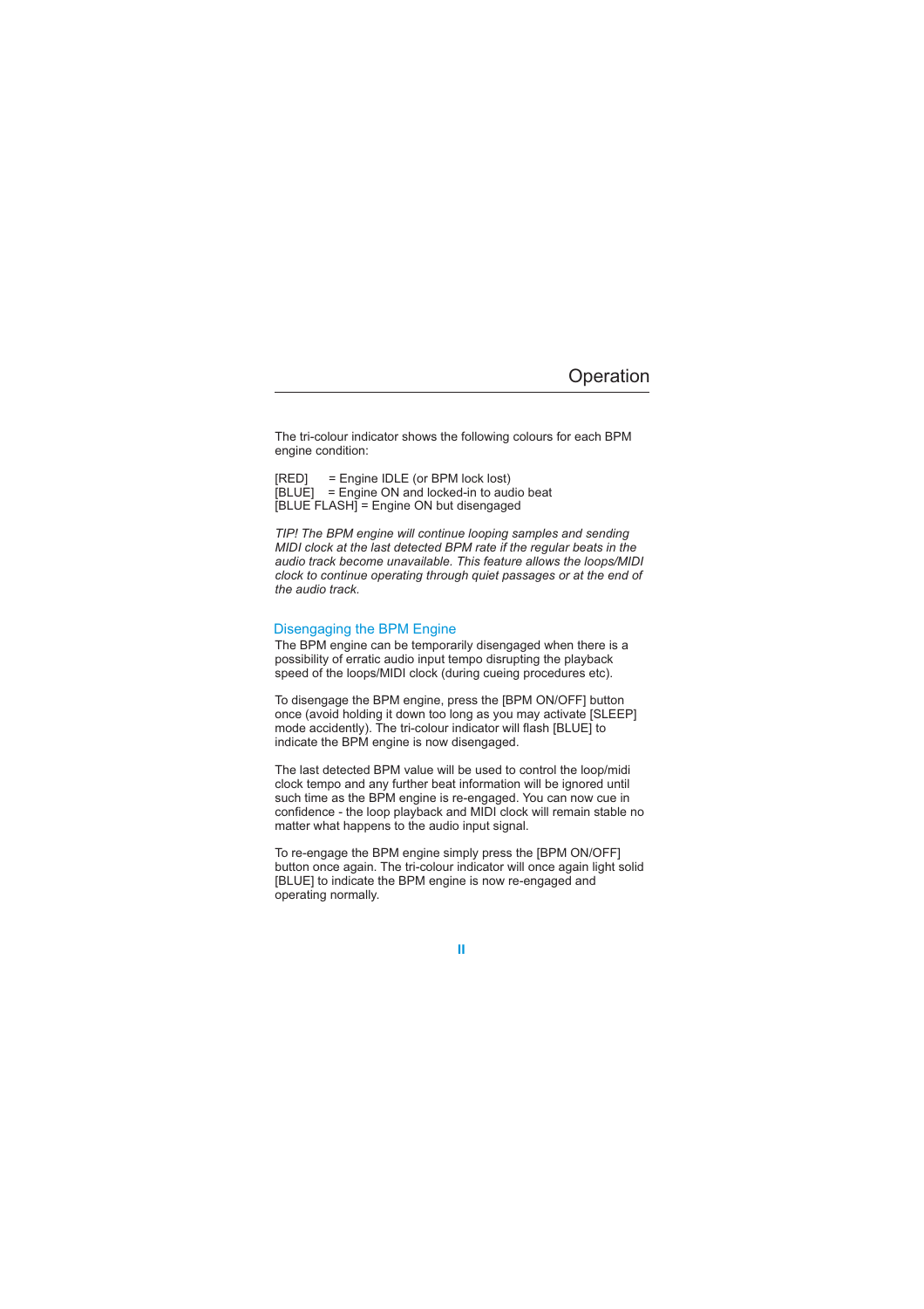# Operation

The tri-colour indicator shows the following colours for each BPM engine condition:

[RED] = Engine IDLE (or BPM lock lost)
[BLUE] = Engine ON and locked-in to audio beat
[BLUE FLASH] = Engine ON but disengaged

*TIP! The BPM engine will continue looping samples and sending MIDI clock at the last detected BPM rate if the regular beats in the audio track become unavailable. This feature allows the loops/MIDI clock to continue operating through quiet passages or at the end of the audio track.*

## Disengaging the BPM Engine

The BPM engine can be temporarily disengaged when there is a possibility of erratic audio input tempo disrupting the playback speed of the loops/MIDI clock (during cueing procedures etc).

To disengage the BPM engine, press the [BPM ON/OFF] button once (avoid holding it down too long as you may activate [SLEEP] mode accidently). The tri-colour indicator will flash [BLUE] to indicate the BPM engine is now disengaged.

The last detected BPM value will be used to control the loop/midi clock tempo and any further beat information will be ignored until such time as the BPM engine is re-engaged. You can now cue in confidence - the loop playback and MIDI clock will remain stable no matter what happens to the audio input signal.

To re-engage the BPM engine simply press the [BPM ON/OFF] button once again. The tri-colour indicator will once again light solid [BLUE] to indicate the BPM engine is now re-engaged and operating normally.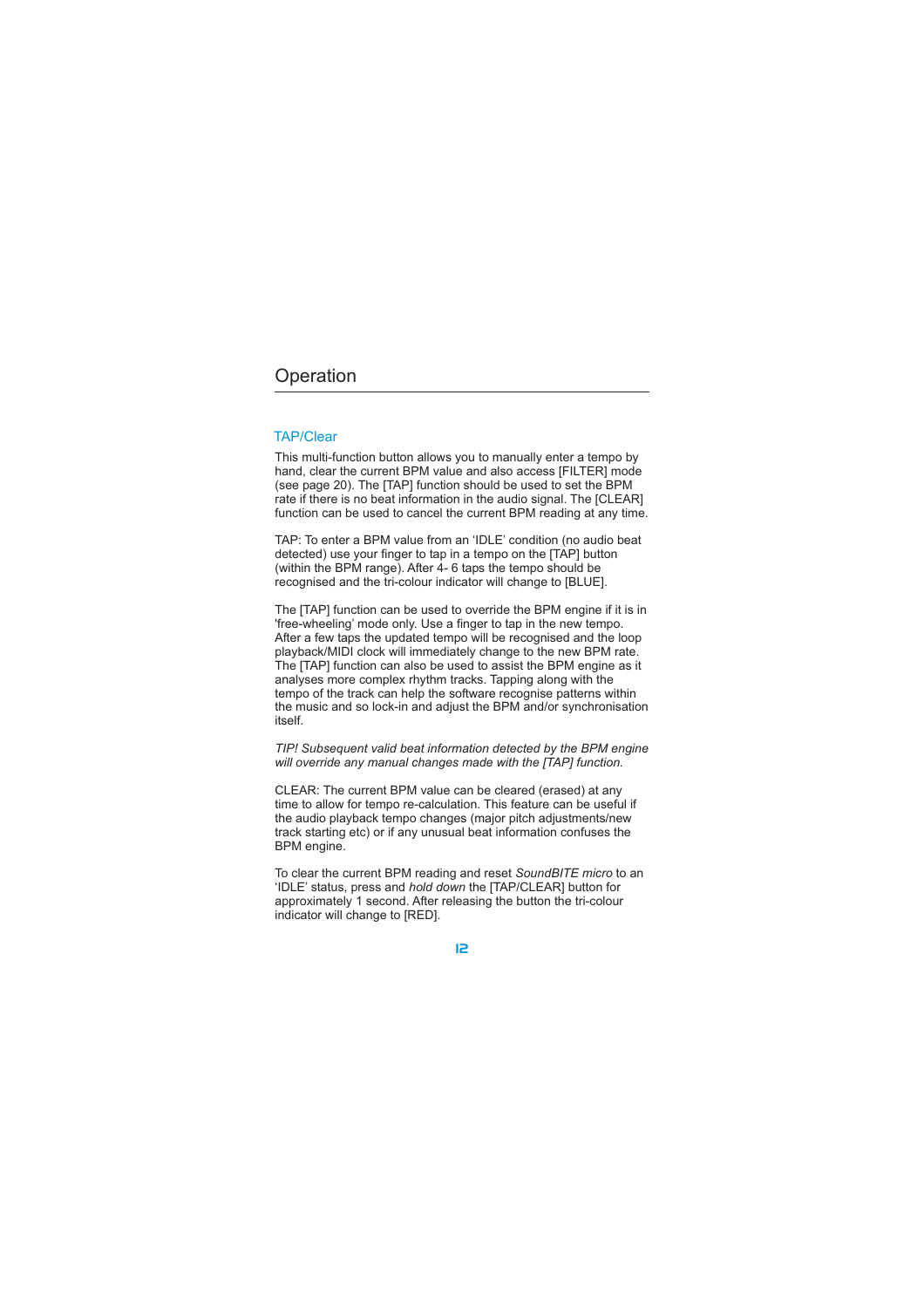# Operation

## TAP/Clear

This multi-function button allows you to manually enter a tempo by hand, clear the current BPM value and also access [FILTER] mode (see page 20). The [TAP] function should be used to set the BPM rate if there is no beat information in the audio signal. The [CLEAR] function can be used to cancel the current BPM reading at any time.

TAP: To enter a BPM value from an 'IDLE' condition (no audio beat detected) use your finger to tap in a tempo on the [TAP] button (within the BPM range). After 4- 6 taps the tempo should be recognised and the tri-colour indicator will change to [BLUE].

The [TAP] function can be used to override the BPM engine if it is in 'free-wheeling' mode only. Use a finger to tap in the new tempo. After a few taps the updated tempo will be recognised and the loop playback/MIDI clock will immediately change to the new BPM rate. The [TAP] function can also be used to assist the BPM engine as it analyses more complex rhythm tracks. Tapping along with the tempo of the track can help the software recognise patterns within the music and so lock-in and adjust the BPM and/or synchronisation itself.

*TIP! Subsequent valid beat information detected by the BPM engine will override any manual changes made with the [TAP] function.*

CLEAR: The current BPM value can be cleared (erased) at any time to allow for tempo re-calculation. This feature can be useful if the audio playback tempo changes (major pitch adjustments/new track starting etc) or if any unusual beat information confuses the BPM engine.

To clear the current BPM reading and reset *SoundBITE micro* to an 'IDLE' status, press and *hold down* the [TAP/CLEAR] button for approximately 1 second. After releasing the button the tri-colour indicator will change to [RED].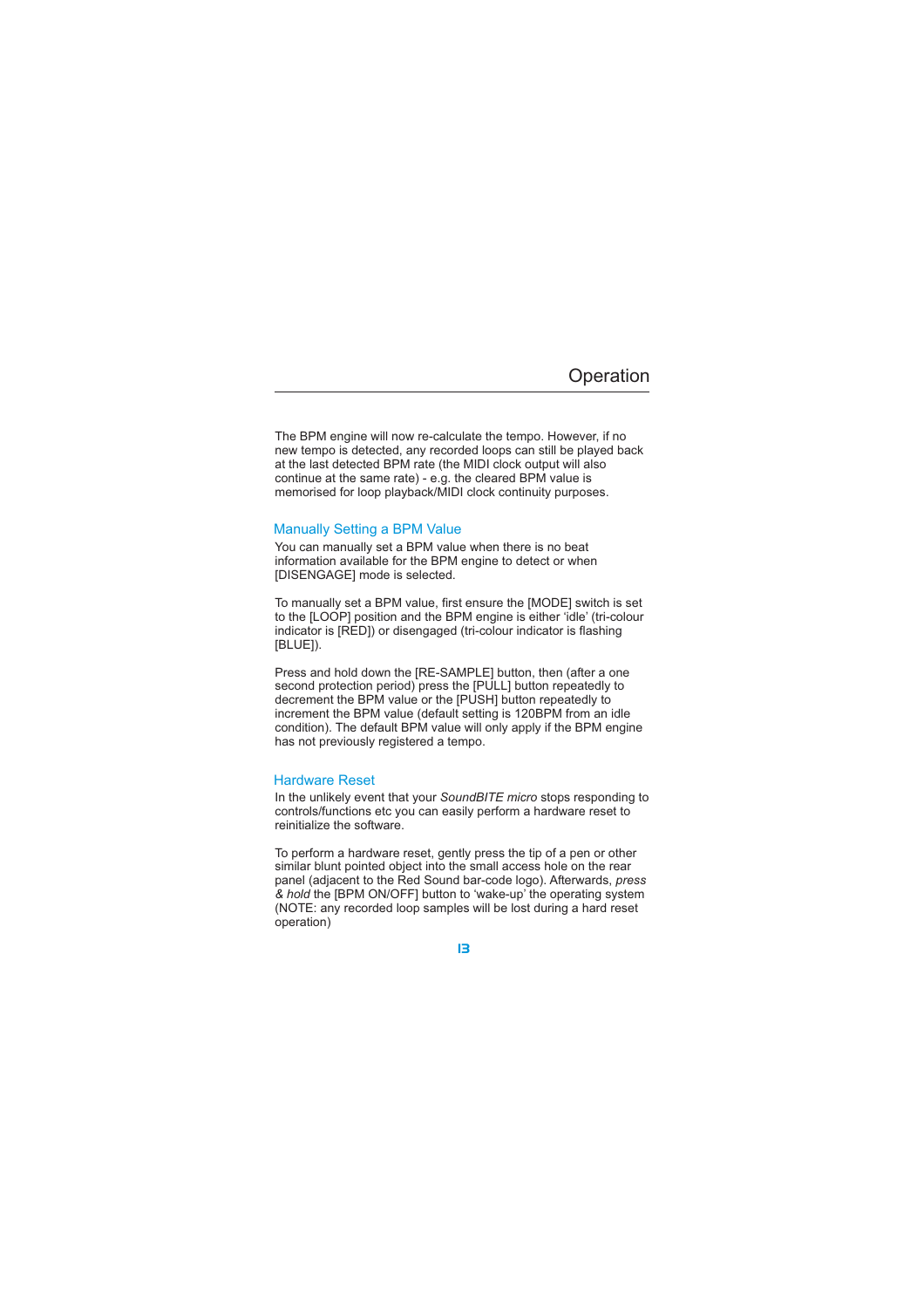The BPM engine will now re-calculate the tempo. However, if no new tempo is detected, any recorded loops can still be played back at the last detected BPM rate (the MIDI clock output will also continue at the same rate) - e.g. the cleared BPM value is memorised for loop playback/MIDI clock continuity purposes.

## Manually Setting a BPM Value

You can manually set a BPM value when there is no beat information available for the BPM engine to detect or when [DISENGAGE] mode is selected.

To manually set a BPM value, first ensure the [MODE] switch is set to the [LOOP] position and the BPM engine is either 'idle' (tri-colour indicator is [RED]) or disengaged (tri-colour indicator is flashing [BLUE]).

Press and hold down the [RE-SAMPLE] button, then (after a one second protection period) press the [PULL] button repeatedly to decrement the BPM value or the [PUSH] button repeatedly to increment the BPM value (default setting is 120BPM from an idle condition). The default BPM value will only apply if the BPM engine has not previously registered a tempo.

## Hardware Reset

In the unlikely event that your *SoundBITE micro* stops responding to controls/functions etc you can easily perform a hardware reset to reinitialize the software.

To perform a hardware reset, gently press the tip of a pen or other similar blunt pointed object into the small access hole on the rear panel (adjacent to the Red Sound bar-code logo). Afterwards, *press & hold* the [BPM ON/OFF] button to 'wake-up' the operating system (NOTE: any recorded loop samples will be lost during a hard reset operation)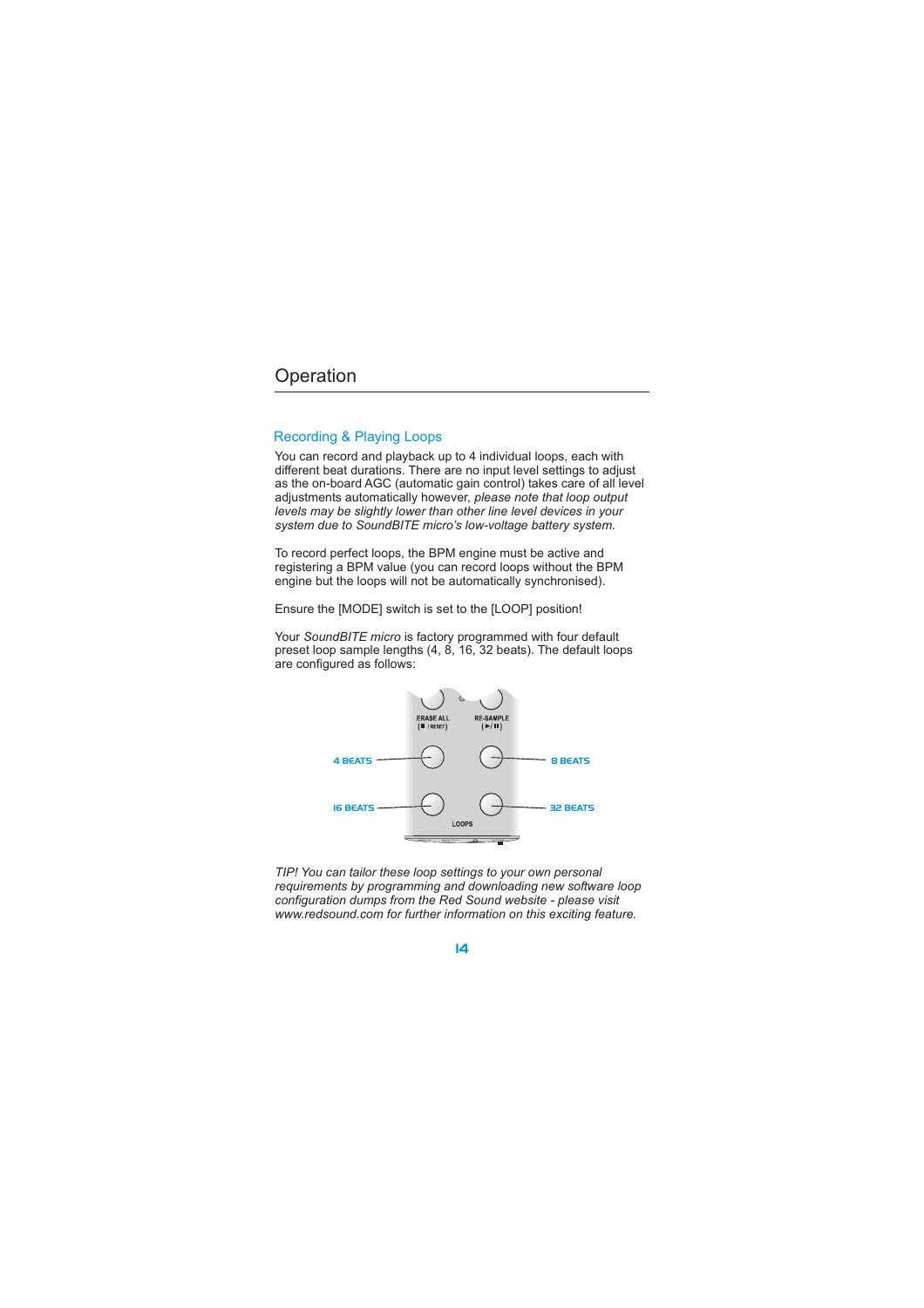# Operation

## Recording & Playing Loops

You can record and playback up to 4 individual loops, each with different beat durations. There are no input level settings to adjust as the on-board AGC (automatic gain control) takes care of all level adjustments automatically however, *please note that loop output levels may be slightly lower than other line level devices in your system due to SoundBITE micro's low-voltage battery system.*

To record perfect loops, the BPM engine must be active and registering a BPM value (you can record loops without the BPM engine but the loops will not be automatically synchronised).

Ensure the [MODE] switch is set to the [LOOP] position!

Your *SoundBITE micro* is factory programmed with four default preset loop sample lengths (4, 8, 16, 32 beats). The default loops are configured as follows:

ERASE ALL (■ / RESET) RE-SAMPLE (▶/❚❚)

4 BEATS 8 BEATS

16 BEATS 32 BEATS

LOOPS

*TIP! You can tailor these loop settings to your own personal requirements by programming and downloading new software loop configuration dumps from the Red Sound website - please visit www.redsound.com for further information on this exciting feature.*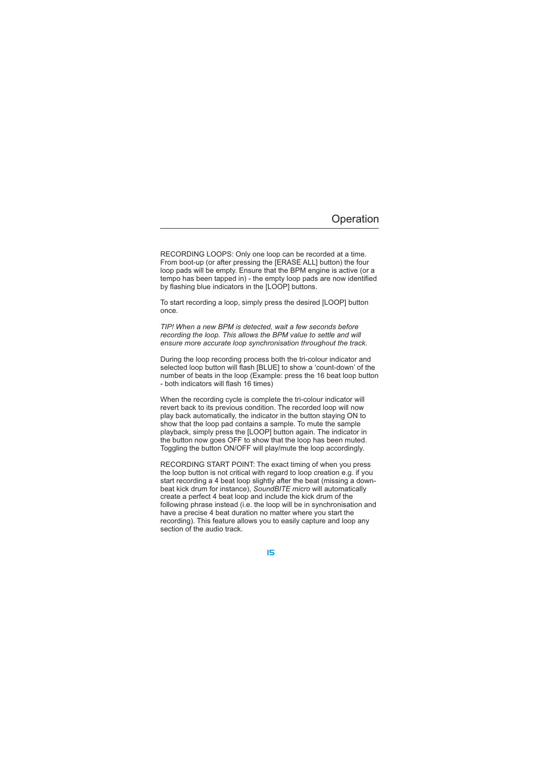# Operation

RECORDING LOOPS: Only one loop can be recorded at a time. From boot-up (or after pressing the [ERASE ALL] button) the four loop pads will be empty. Ensure that the BPM engine is active (or a tempo has been tapped in) - the empty loop pads are now identified by flashing blue indicators in the [LOOP] buttons.

To start recording a loop, simply press the desired [LOOP] button once.

*TIP! When a new BPM is detected, wait a few seconds before recording the loop. This allows the BPM value to settle and will ensure more accurate loop synchronisation throughout the track.*

During the loop recording process both the tri-colour indicator and selected loop button will flash [BLUE] to show a 'count-down' of the number of beats in the loop (Example: press the 16 beat loop button - both indicators will flash 16 times)

When the recording cycle is complete the tri-colour indicator will revert back to its previous condition. The recorded loop will now play back automatically, the indicator in the button staying ON to show that the loop pad contains a sample. To mute the sample playback, simply press the [LOOP] button again. The indicator in the button now goes OFF to show that the loop has been muted. Toggling the button ON/OFF will play/mute the loop accordingly.

RECORDING START POINT: The exact timing of when you press the loop button is not critical with regard to loop creation e.g. if you start recording a 4 beat loop slightly after the beat (missing a down-beat kick drum for instance), *SoundBITE micro* will automatically create a perfect 4 beat loop and include the kick drum of the following phrase instead (i.e. the loop will be in synchronisation and have a precise 4 beat duration no matter where you start the recording). This feature allows you to easily capture and loop any section of the audio track.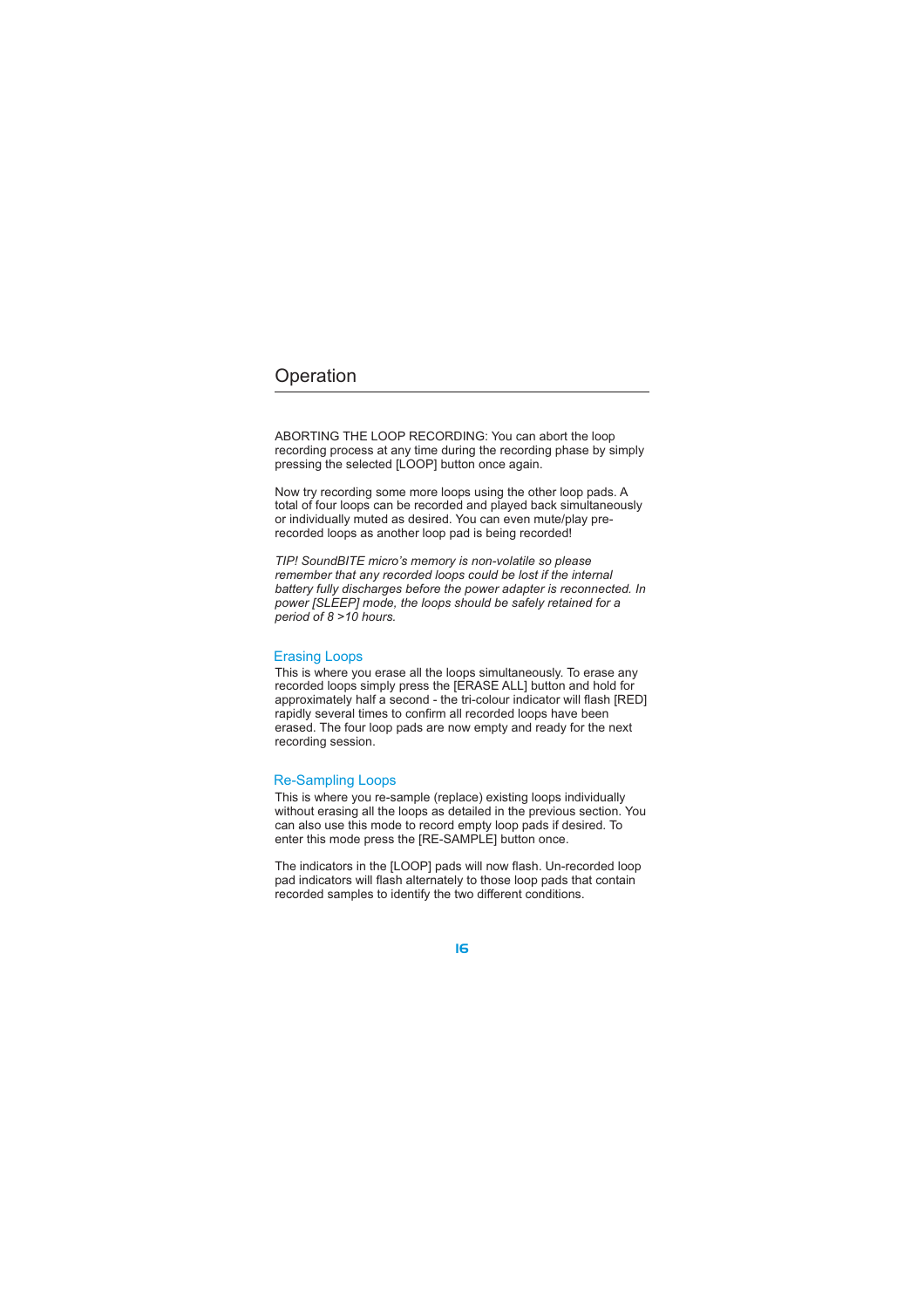# Operation

ABORTING THE LOOP RECORDING: You can abort the loop recording process at any time during the recording phase by simply pressing the selected [LOOP] button once again.

Now try recording some more loops using the other loop pads. A total of four loops can be recorded and played back simultaneously or individually muted as desired. You can even mute/play pre-recorded loops as another loop pad is being recorded!

*TIP! SoundBITE micro's memory is non-volatile so please remember that any recorded loops could be lost if the internal battery fully discharges before the power adapter is reconnected. In power [SLEEP] mode, the loops should be safely retained for a period of 8 >10 hours.*

## Erasing Loops

This is where you erase all the loops simultaneously. To erase any recorded loops simply press the [ERASE ALL] button and hold for approximately half a second - the tri-colour indicator will flash [RED] rapidly several times to confirm all recorded loops have been erased. The four loop pads are now empty and ready for the next recording session.

## Re-Sampling Loops

This is where you re-sample (replace) existing loops individually without erasing all the loops as detailed in the previous section. You can also use this mode to record empty loop pads if desired. To enter this mode press the [RE-SAMPLE] button once.

The indicators in the [LOOP] pads will now flash. Un-recorded loop pad indicators will flash alternately to those loop pads that contain recorded samples to identify the two different conditions.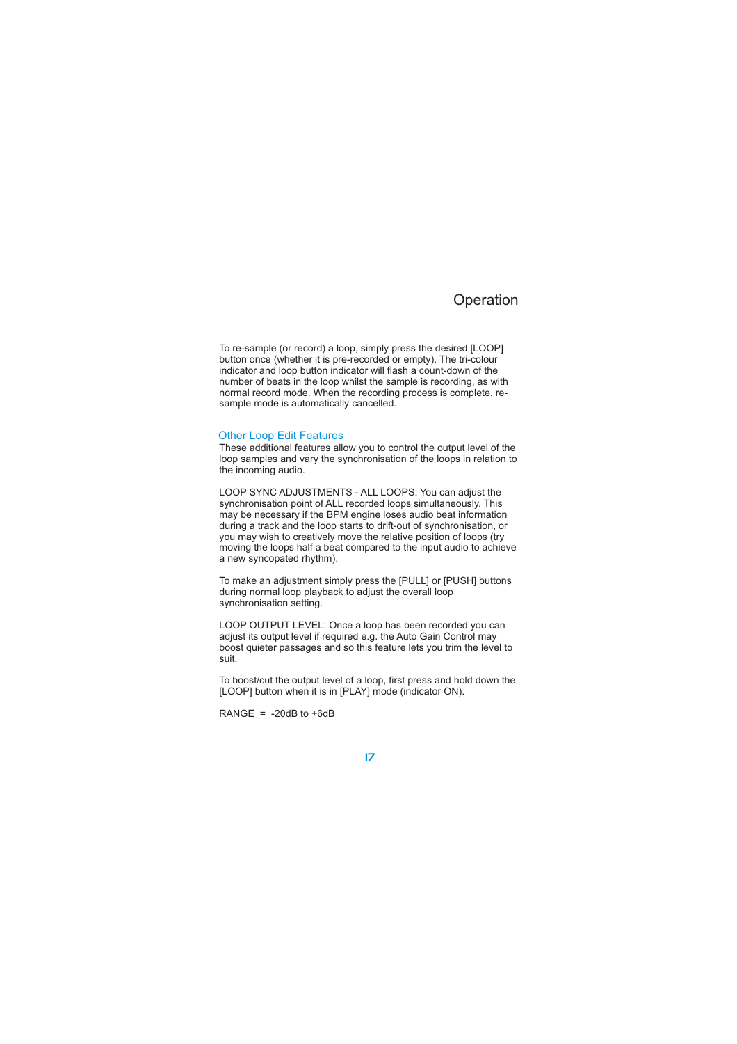# Operation

To re-sample (or record) a loop, simply press the desired [LOOP] button once (whether it is pre-recorded or empty). The tri-colour indicator and loop button indicator will flash a count-down of the number of beats in the loop whilst the sample is recording, as with normal record mode. When the recording process is complete, re-sample mode is automatically cancelled.

## Other Loop Edit Features

These additional features allow you to control the output level of the loop samples and vary the synchronisation of the loops in relation to the incoming audio.

LOOP SYNC ADJUSTMENTS - ALL LOOPS: You can adjust the synchronisation point of ALL recorded loops simultaneously. This may be necessary if the BPM engine loses audio beat information during a track and the loop starts to drift-out of synchronisation, or you may wish to creatively move the relative position of loops (try moving the loops half a beat compared to the input audio to achieve a new syncopated rhythm).

To make an adjustment simply press the [PULL] or [PUSH] buttons during normal loop playback to adjust the overall loop synchronisation setting.

LOOP OUTPUT LEVEL: Once a loop has been recorded you can adjust its output level if required e.g. the Auto Gain Control may boost quieter passages and so this feature lets you trim the level to suit.

To boost/cut the output level of a loop, first press and hold down the [LOOP] button when it is in [PLAY] mode (indicator ON).

RANGE = -20dB to +6dB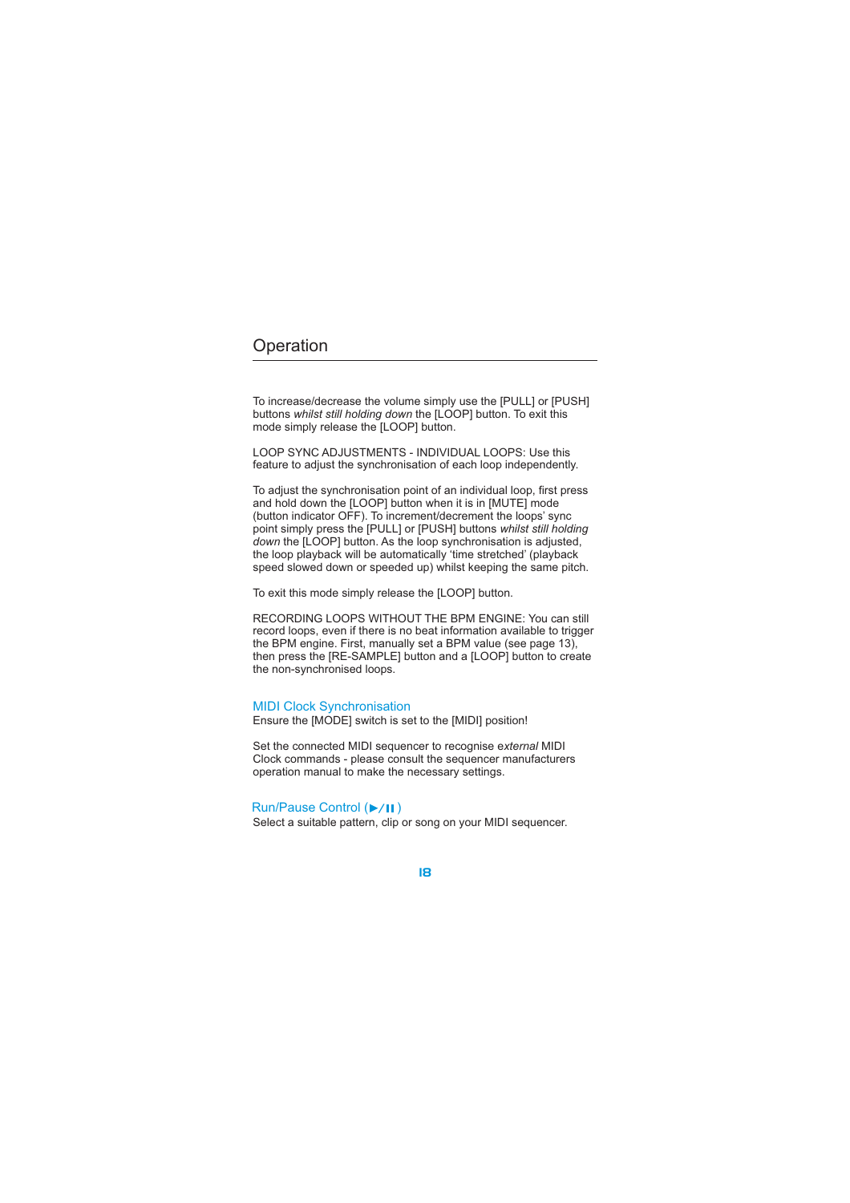# Operation

To increase/decrease the volume simply use the [PULL] or [PUSH] buttons *whilst still holding down* the [LOOP] button. To exit this mode simply release the [LOOP] button.

LOOP SYNC ADJUSTMENTS - INDIVIDUAL LOOPS: Use this feature to adjust the synchronisation of each loop independently.

To adjust the synchronisation point of an individual loop, first press and hold down the [LOOP] button when it is in [MUTE] mode (button indicator OFF). To increment/decrement the loops' sync point simply press the [PULL] or [PUSH] buttons *whilst still holding down* the [LOOP] button. As the loop synchronisation is adjusted, the loop playback will be automatically 'time stretched' (playback speed slowed down or speeded up) whilst keeping the same pitch.

To exit this mode simply release the [LOOP] button.

RECORDING LOOPS WITHOUT THE BPM ENGINE: You can still record loops, even if there is no beat information available to trigger the BPM engine. First, manually set a BPM value (see page 13), then press the [RE-SAMPLE] button and a [LOOP] button to create the non-synchronised loops.

## MIDI Clock Synchronisation

Ensure the [MODE] switch is set to the [MIDI] position!

Set the connected MIDI sequencer to recognise e*xternal* MIDI Clock commands - please consult the sequencer manufacturers operation manual to make the necessary settings.

## Run/Pause Control (▶/❚❚)

Select a suitable pattern, clip or song on your MIDI sequencer.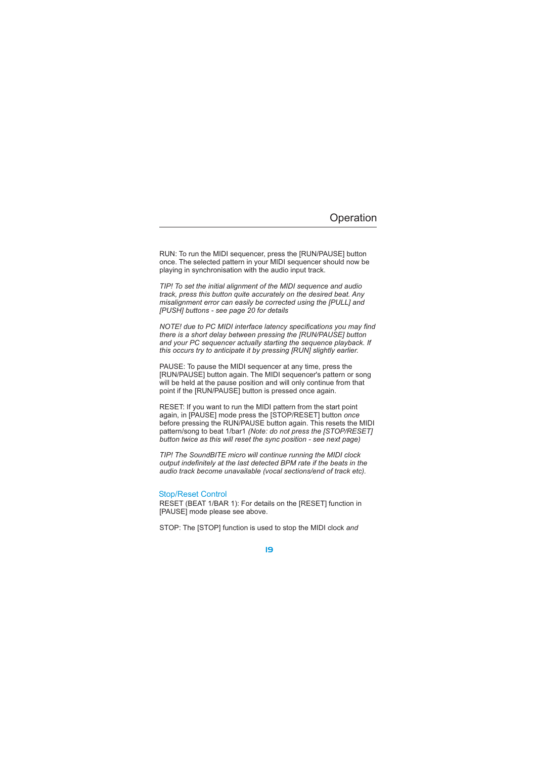# Operation

RUN: To run the MIDI sequencer, press the [RUN/PAUSE] button once. The selected pattern in your MIDI sequencer should now be playing in synchronisation with the audio input track.

*TIP! To set the initial alignment of the MIDI sequence and audio track, press this button quite accurately on the desired beat. Any misalignment error can easily be corrected using the [PULL] and [PUSH] buttons - see page 20 for details*

*NOTE! due to PC MIDI interface latency specifications you may find there is a short delay between pressing the [RUN/PAUSE] button and your PC sequencer actually starting the sequence playback. If this occurs try to anticipate it by pressing [RUN] slightly earlier.*

PAUSE: To pause the MIDI sequencer at any time, press the [RUN/PAUSE] button again. The MIDI sequencer's pattern or song will be held at the pause position and will only continue from that point if the [RUN/PAUSE] button is pressed once again.

RESET: If you want to run the MIDI pattern from the start point again, in [PAUSE] mode press the [STOP/RESET] button *once* before pressing the RUN/PAUSE button again. This resets the MIDI pattern/song to beat 1/bar1 *(Note: do not press the [STOP/RESET] button twice as this will reset the sync position - see next page)*

*TIP! The SoundBITE micro will continue running the MIDI clock output indefinitely at the last detected BPM rate if the beats in the audio track become unavailable (vocal sections/end of track etc).*

## Stop/Reset Control

RESET (BEAT 1/BAR 1): For details on the [RESET] function in [PAUSE] mode please see above.

STOP: The [STOP] function is used to stop the MIDI clock *and*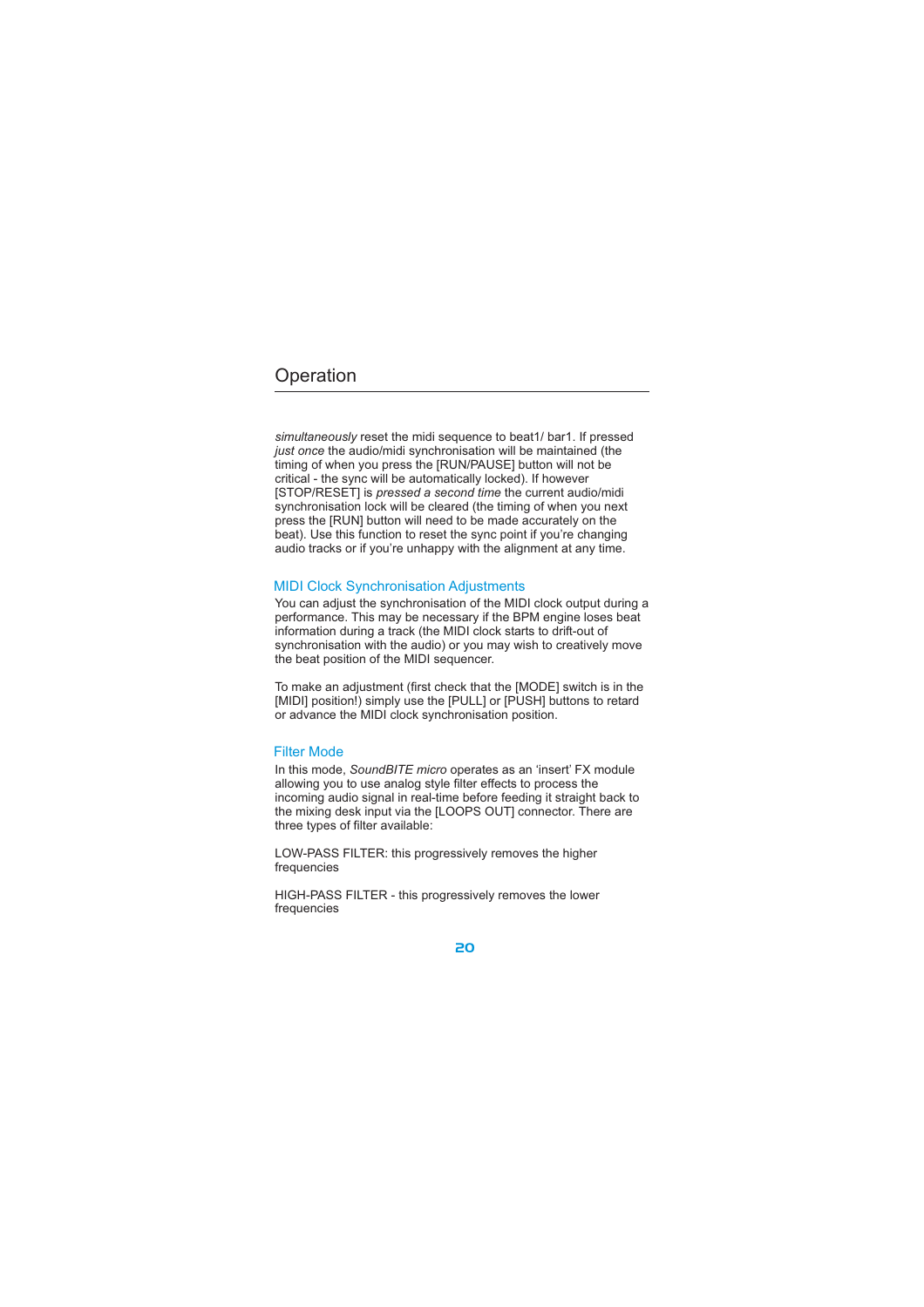# Operation

*simultaneously* reset the midi sequence to beat1/ bar1. If pressed *just once* the audio/midi synchronisation will be maintained (the timing of when you press the [RUN/PAUSE] button will not be critical - the sync will be automatically locked). If however [STOP/RESET] is *pressed a second time* the current audio/midi synchronisation lock will be cleared (the timing of when you next press the [RUN] button will need to be made accurately on the beat). Use this function to reset the sync point if you're changing audio tracks or if you're unhappy with the alignment at any time.

## MIDI Clock Synchronisation Adjustments

You can adjust the synchronisation of the MIDI clock output during a performance. This may be necessary if the BPM engine loses beat information during a track (the MIDI clock starts to drift-out of synchronisation with the audio) or you may wish to creatively move the beat position of the MIDI sequencer.

To make an adjustment (first check that the [MODE] switch is in the [MIDI] position!) simply use the [PULL] or [PUSH] buttons to retard or advance the MIDI clock synchronisation position.

## Filter Mode

In this mode, *SoundBITE micro* operates as an 'insert' FX module allowing you to use analog style filter effects to process the incoming audio signal in real-time before feeding it straight back to the mixing desk input via the [LOOPS OUT] connector. There are three types of filter available:

LOW-PASS FILTER: this progressively removes the higher frequencies

HIGH-PASS FILTER - this progressively removes the lower frequencies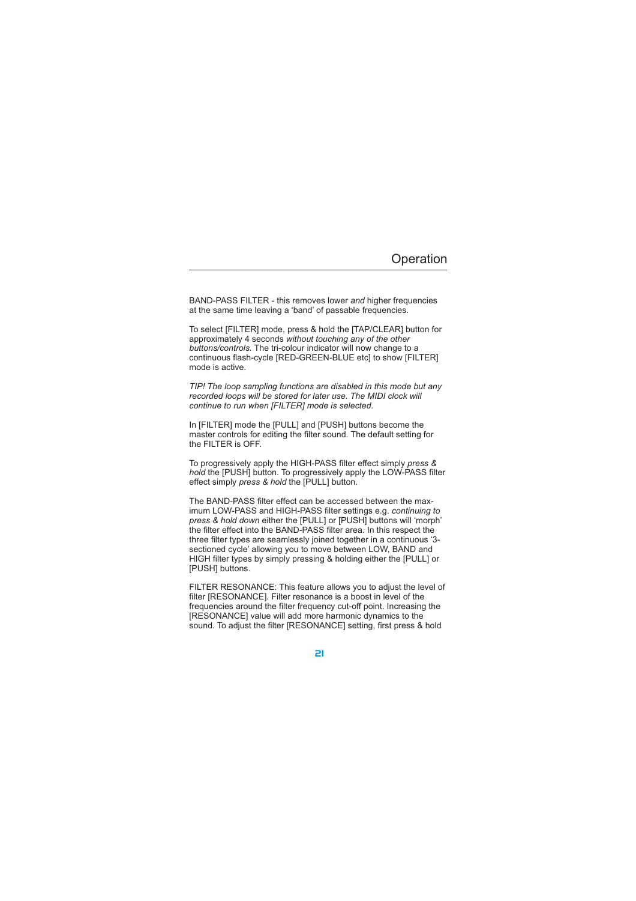BAND-PASS FILTER - this removes lower *and* higher frequencies at the same time leaving a 'band' of passable frequencies.

To select [FILTER] mode, press & hold the [TAP/CLEAR] button for approximately 4 seconds *without touching any of the other buttons/controls.* The tri-colour indicator will now change to a continuous flash-cycle [RED-GREEN-BLUE etc] to show [FILTER] mode is active.

*TIP! The loop sampling functions are disabled in this mode but any recorded loops will be stored for later use. The MIDI clock will continue to run when [FILTER] mode is selected.*

In [FILTER] mode the [PULL] and [PUSH] buttons become the master controls for editing the filter sound. The default setting for the FILTER is OFF.

To progressively apply the HIGH-PASS filter effect simply *press & hold* the [PUSH] button. To progressively apply the LOW-PASS filter effect simply *press & hold* the [PULL] button.

The BAND-PASS filter effect can be accessed between the maximum LOW-PASS and HIGH-PASS filter settings e.g. *continuing to press & hold down* either the [PULL] or [PUSH] buttons will 'morph' the filter effect into the BAND-PASS filter area. In this respect the three filter types are seamlessly joined together in a continuous '3-sectioned cycle' allowing you to move between LOW, BAND and HIGH filter types by simply pressing & holding either the [PULL] or [PUSH] buttons.

FILTER RESONANCE: This feature allows you to adjust the level of filter [RESONANCE]. Filter resonance is a boost in level of the frequencies around the filter frequency cut-off point. Increasing the [RESONANCE] value will add more harmonic dynamics to the sound. To adjust the filter [RESONANCE] setting, first press & hold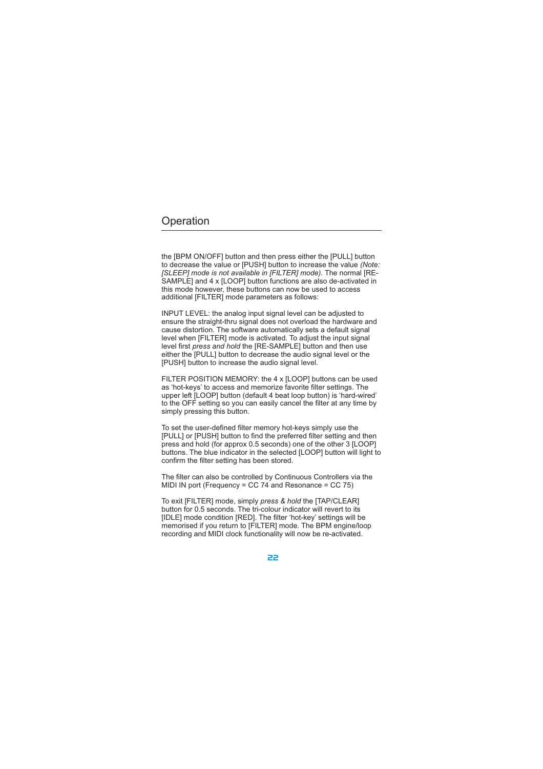# Operation

the [BPM ON/OFF] button and then press either the [PULL] button to decrease the value or [PUSH] button to increase the value *(Note: [SLEEP] mode is not available in [FILTER] mode).* The normal [RE-SAMPLE] and 4 x [LOOP] button functions are also de-activated in this mode however, these buttons can now be used to access additional [FILTER] mode parameters as follows:

INPUT LEVEL: the analog input signal level can be adjusted to ensure the straight-thru signal does not overload the hardware and cause distortion. The software automatically sets a default signal level when [FILTER] mode is activated. To adjust the input signal level first *press and hold* the [RE-SAMPLE] button and then use either the [PULL] button to decrease the audio signal level or the [PUSH] button to increase the audio signal level.

FILTER POSITION MEMORY: the 4 x [LOOP] buttons can be used as 'hot-keys' to access and memorize favorite filter settings. The upper left [LOOP] button (default 4 beat loop button) is 'hard-wired' to the OFF setting so you can easily cancel the filter at any time by simply pressing this button.

To set the user-defined filter memory hot-keys simply use the [PULL] or [PUSH] button to find the preferred filter setting and then press and hold (for approx 0.5 seconds) one of the other 3 [LOOP] buttons. The blue indicator in the selected [LOOP] button will light to confirm the filter setting has been stored.

The filter can also be controlled by Continuous Controllers via the MIDI IN port (Frequency = CC 74 and Resonance = CC 75)

To exit [FILTER] mode, simply *press & hold* the [TAP/CLEAR] button for 0.5 seconds. The tri-colour indicator will revert to its [IDLE] mode condition [RED]. The filter 'hot-key' settings will be memorised if you return to [FILTER] mode. The BPM engine/loop recording and MIDI clock functionality will now be re-activated.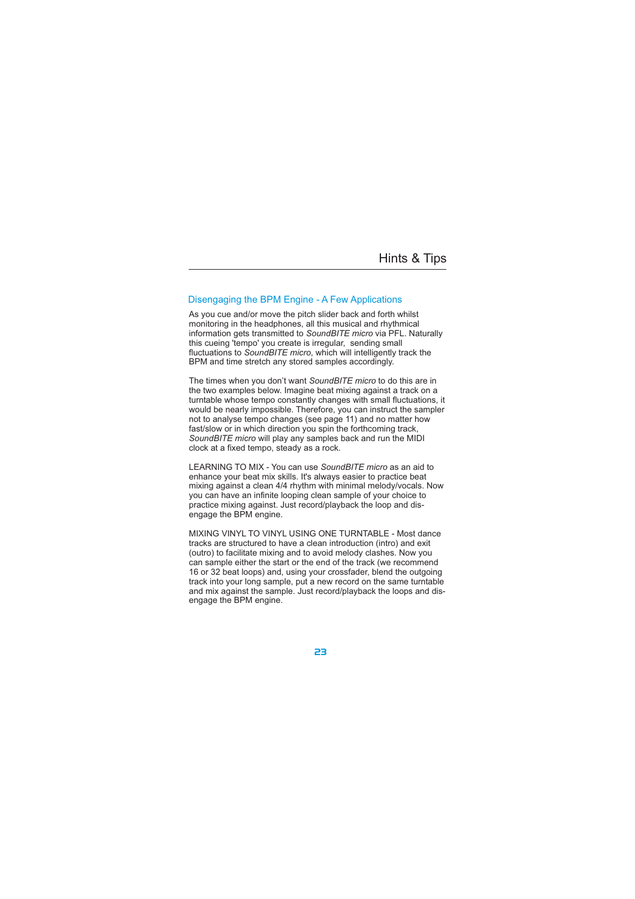# Hints & Tips

## Disengaging the BPM Engine - A Few Applications

As you cue and/or move the pitch slider back and forth whilst monitoring in the headphones, all this musical and rhythmical information gets transmitted to *SoundBITE micro* via PFL. Naturally this cueing 'tempo' you create is irregular, sending small fluctuations to *SoundBITE micro*, which will intelligently track the BPM and time stretch any stored samples accordingly.

The times when you don't want *SoundBITE micro* to do this are in the two examples below. Imagine beat mixing against a track on a turntable whose tempo constantly changes with small fluctuations, it would be nearly impossible. Therefore, you can instruct the sampler not to analyse tempo changes (see page 11) and no matter how fast/slow or in which direction you spin the forthcoming track, *SoundBITE micro* will play any samples back and run the MIDI clock at a fixed tempo, steady as a rock.

LEARNING TO MIX - You can use *SoundBITE micro* as an aid to enhance your beat mix skills. It's always easier to practice beat mixing against a clean 4/4 rhythm with minimal melody/vocals. Now you can have an infinite looping clean sample of your choice to practice mixing against. Just record/playback the loop and disengage the BPM engine.

MIXING VINYL TO VINYL USING ONE TURNTABLE - Most dance tracks are structured to have a clean introduction (intro) and exit (outro) to facilitate mixing and to avoid melody clashes. Now you can sample either the start or the end of the track (we recommend 16 or 32 beat loops) and, using your crossfader, blend the outgoing track into your long sample, put a new record on the same turntable and mix against the sample. Just record/playback the loops and disengage the BPM engine.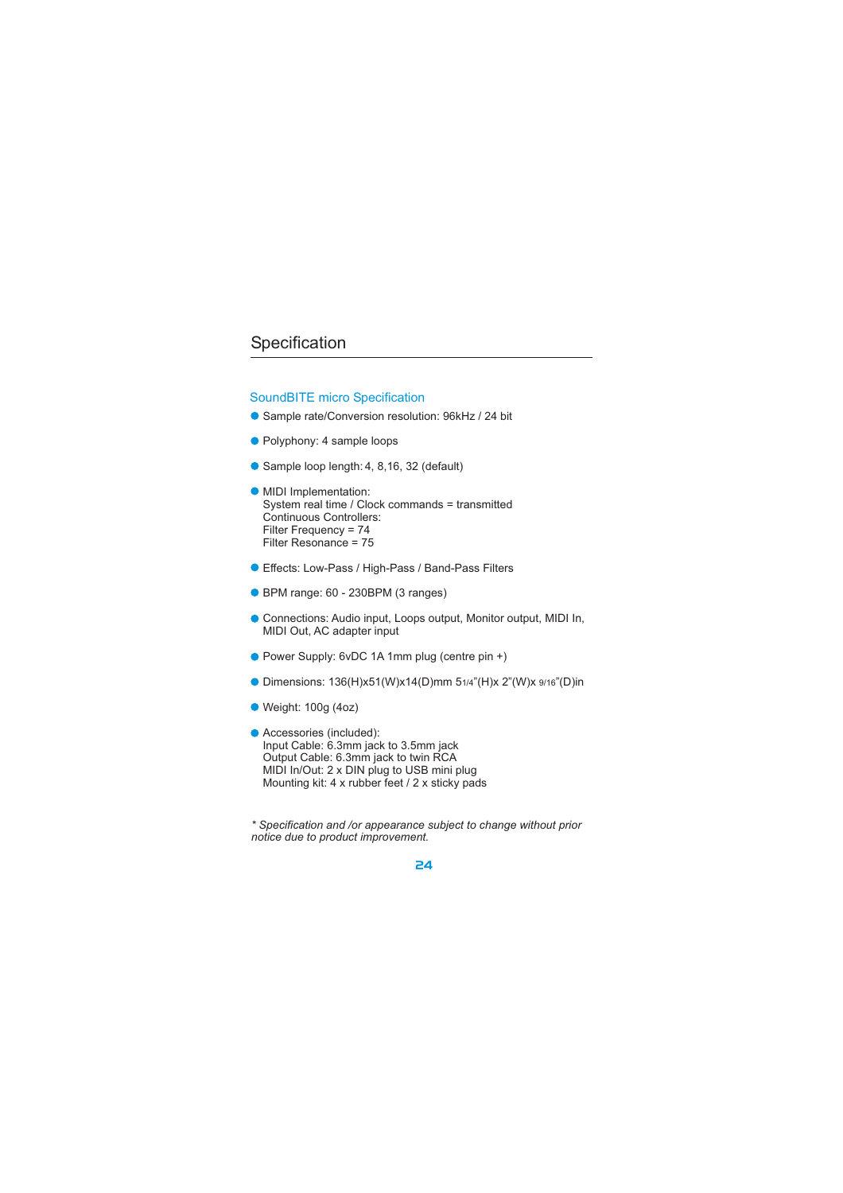# Specification

## SoundBITE micro Specification

- Sample rate/Conversion resolution: 96kHz / 24 bit
- Polyphony: 4 sample loops
- Sample loop length: 4, 8,16, 32 (default)
- MIDI Implementation:
  System real time / Clock commands = transmitted
  Continuous Controllers:
  Filter Frequency = 74
  Filter Resonance = 75
- Effects: Low-Pass / High-Pass / Band-Pass Filters
- BPM range: 60 - 230BPM (3 ranges)
- Connections: Audio input, Loops output, Monitor output, MIDI In, MIDI Out, AC adapter input
- Power Supply: 6vDC 1A 1mm plug (centre pin +)
- Dimensions: 136(H)x51(W)x14(D)mm 5 1/4"(H)x 2"(W)x 9/16"(D)in
- Weight: 100g (4oz)
- Accessories (included):
  Input Cable: 6.3mm jack to 3.5mm jack
  Output Cable: 6.3mm jack to twin RCA
  MIDI In/Out: 2 x DIN plug to USB mini plug
  Mounting kit: 4 x rubber feet / 2 x sticky pads

*\* Specification and /or appearance subject to change without prior notice due to product improvement.*